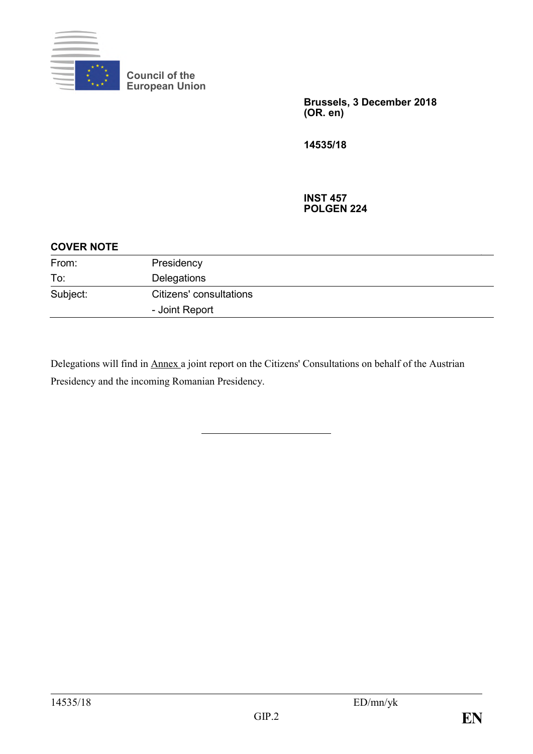Council of the European Union

**Brussels, 3 December 2018**
**(OR. en)**

**14535/18**

**INST 457**
**POLGEN 224**

**COVER NOTE**

| | |
|---|---|
| From: | Presidency |
| To: | Delegations |
| Subject: | Citizens' consultations<br>- Joint Report |

Delegations will find in Annex a joint report on the Citizens' Consultations on behalf of the Austrian Presidency and the incoming Romanian Presidency.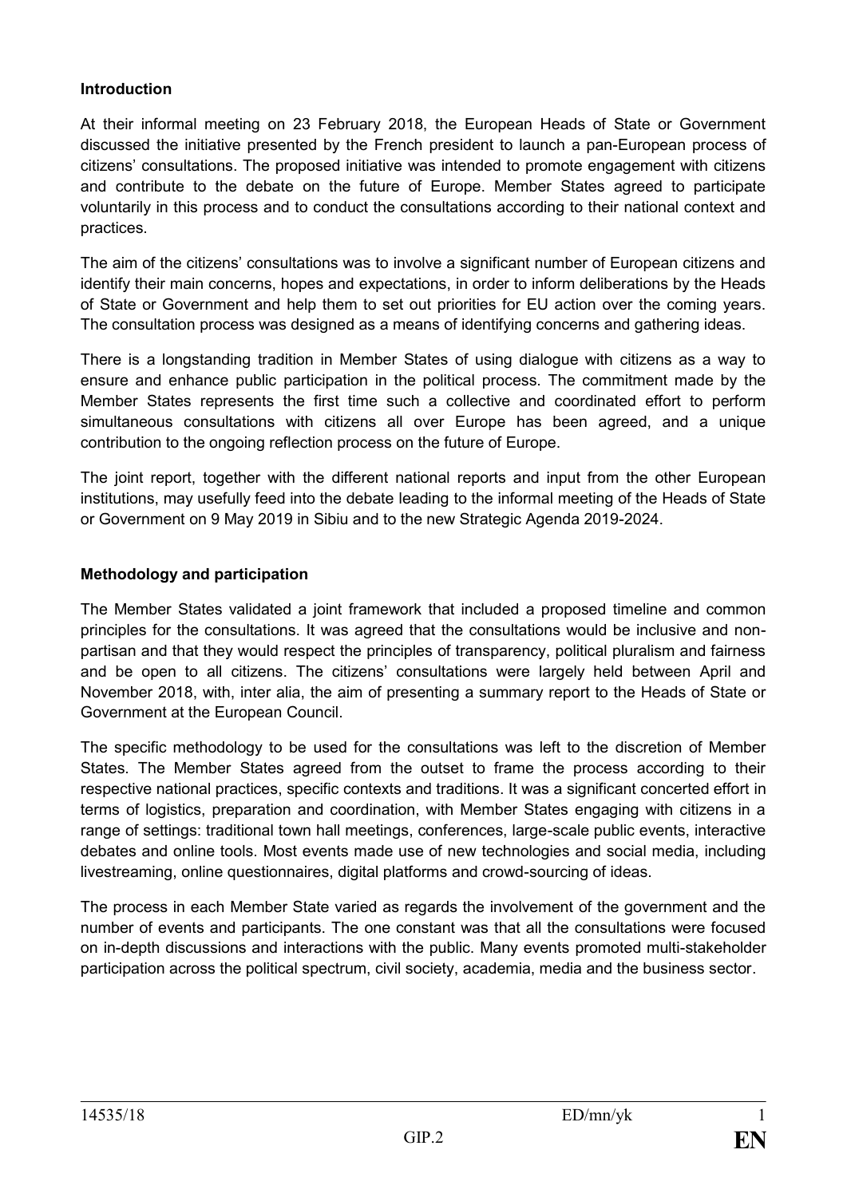## Introduction

At their informal meeting on 23 February 2018, the European Heads of State or Government discussed the initiative presented by the French president to launch a pan-European process of citizens' consultations. The proposed initiative was intended to promote engagement with citizens and contribute to the debate on the future of Europe. Member States agreed to participate voluntarily in this process and to conduct the consultations according to their national context and practices.

The aim of the citizens' consultations was to involve a significant number of European citizens and identify their main concerns, hopes and expectations, in order to inform deliberations by the Heads of State or Government and help them to set out priorities for EU action over the coming years. The consultation process was designed as a means of identifying concerns and gathering ideas.

There is a longstanding tradition in Member States of using dialogue with citizens as a way to ensure and enhance public participation in the political process. The commitment made by the Member States represents the first time such a collective and coordinated effort to perform simultaneous consultations with citizens all over Europe has been agreed, and a unique contribution to the ongoing reflection process on the future of Europe.

The joint report, together with the different national reports and input from the other European institutions, may usefully feed into the debate leading to the informal meeting of the Heads of State or Government on 9 May 2019 in Sibiu and to the new Strategic Agenda 2019-2024.

## Methodology and participation

The Member States validated a joint framework that included a proposed timeline and common principles for the consultations. It was agreed that the consultations would be inclusive and non-partisan and that they would respect the principles of transparency, political pluralism and fairness and be open to all citizens. The citizens' consultations were largely held between April and November 2018, with, inter alia, the aim of presenting a summary report to the Heads of State or Government at the European Council.

The specific methodology to be used for the consultations was left to the discretion of Member States. The Member States agreed from the outset to frame the process according to their respective national practices, specific contexts and traditions. It was a significant concerted effort in terms of logistics, preparation and coordination, with Member States engaging with citizens in a range of settings: traditional town hall meetings, conferences, large-scale public events, interactive debates and online tools. Most events made use of new technologies and social media, including livestreaming, online questionnaires, digital platforms and crowd-sourcing of ideas.

The process in each Member State varied as regards the involvement of the government and the number of events and participants. The one constant was that all the consultations were focused on in-depth discussions and interactions with the public. Many events promoted multi-stakeholder participation across the political spectrum, civil society, academia, media and the business sector.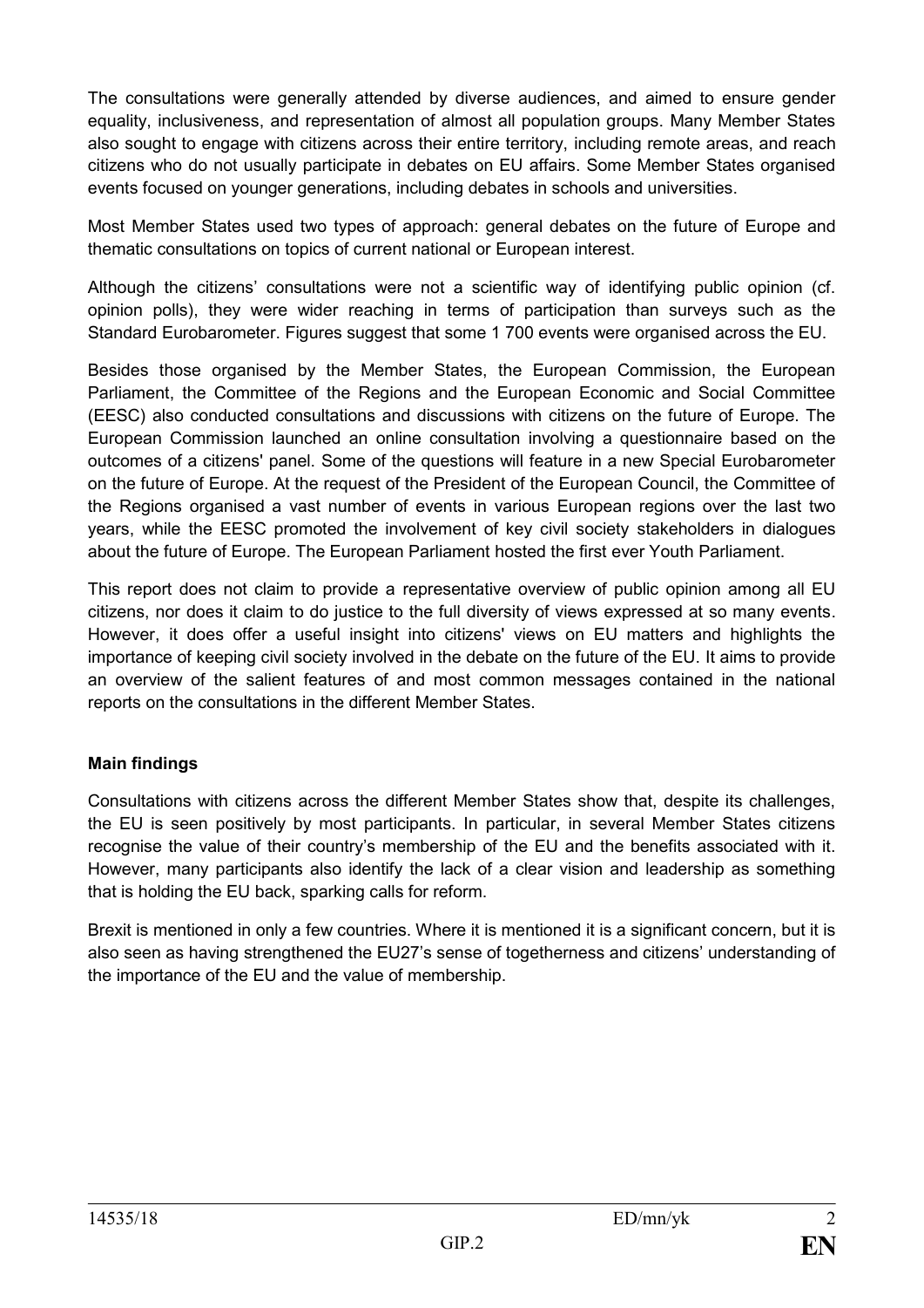The consultations were generally attended by diverse audiences, and aimed to ensure gender equality, inclusiveness, and representation of almost all population groups. Many Member States also sought to engage with citizens across their entire territory, including remote areas, and reach citizens who do not usually participate in debates on EU affairs. Some Member States organised events focused on younger generations, including debates in schools and universities.

Most Member States used two types of approach: general debates on the future of Europe and thematic consultations on topics of current national or European interest.

Although the citizens' consultations were not a scientific way of identifying public opinion (cf. opinion polls), they were wider reaching in terms of participation than surveys such as the Standard Eurobarometer. Figures suggest that some 1 700 events were organised across the EU.

Besides those organised by the Member States, the European Commission, the European Parliament, the Committee of the Regions and the European Economic and Social Committee (EESC) also conducted consultations and discussions with citizens on the future of Europe. The European Commission launched an online consultation involving a questionnaire based on the outcomes of a citizens' panel. Some of the questions will feature in a new Special Eurobarometer on the future of Europe. At the request of the President of the European Council, the Committee of the Regions organised a vast number of events in various European regions over the last two years, while the EESC promoted the involvement of key civil society stakeholders in dialogues about the future of Europe. The European Parliament hosted the first ever Youth Parliament.

This report does not claim to provide a representative overview of public opinion among all EU citizens, nor does it claim to do justice to the full diversity of views expressed at so many events. However, it does offer a useful insight into citizens' views on EU matters and highlights the importance of keeping civil society involved in the debate on the future of the EU. It aims to provide an overview of the salient features of and most common messages contained in the national reports on the consultations in the different Member States.

**Main findings**

Consultations with citizens across the different Member States show that, despite its challenges, the EU is seen positively by most participants. In particular, in several Member States citizens recognise the value of their country's membership of the EU and the benefits associated with it. However, many participants also identify the lack of a clear vision and leadership as something that is holding the EU back, sparking calls for reform.

Brexit is mentioned in only a few countries. Where it is mentioned it is a significant concern, but it is also seen as having strengthened the EU27's sense of togetherness and citizens' understanding of the importance of the EU and the value of membership.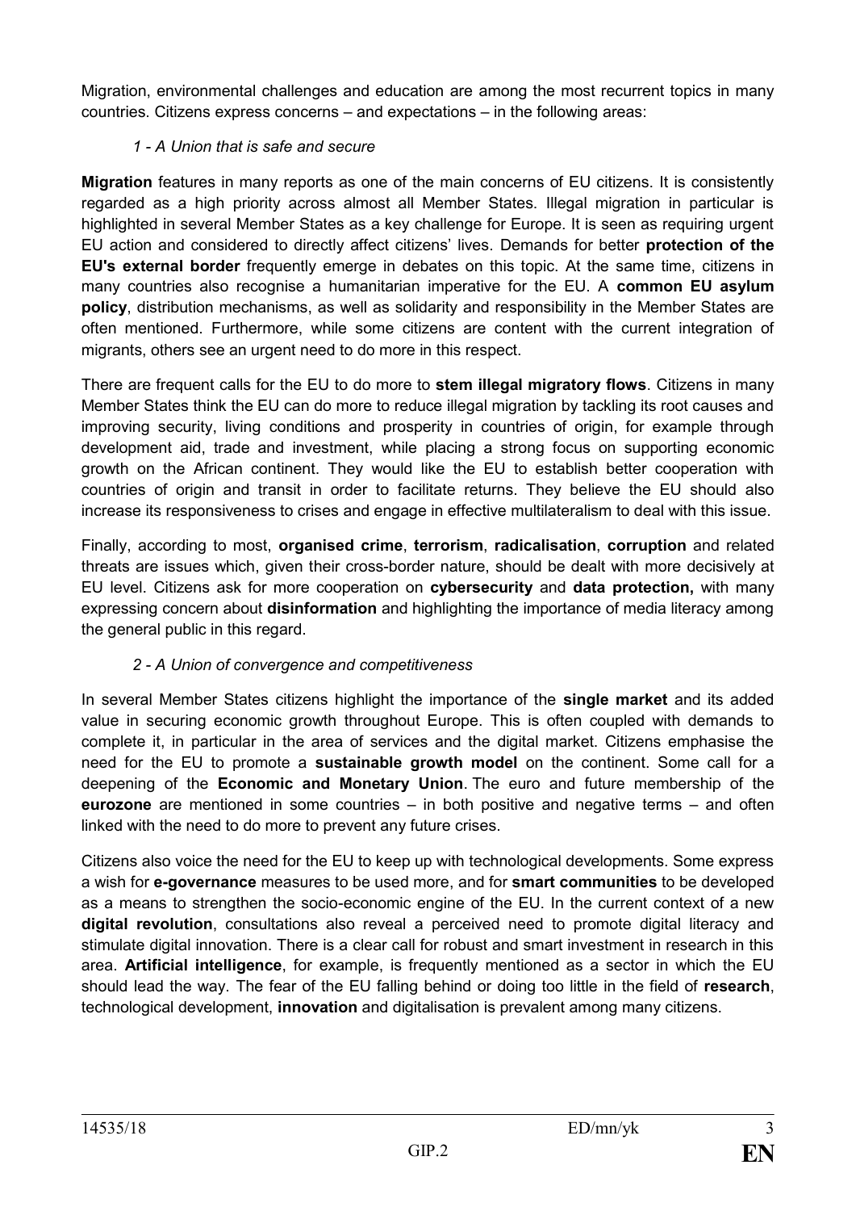Migration, environmental challenges and education are among the most recurrent topics in many countries. Citizens express concerns – and expectations – in the following areas:

*1 - A Union that is safe and secure*

**Migration** features in many reports as one of the main concerns of EU citizens. It is consistently regarded as a high priority across almost all Member States. Illegal migration in particular is highlighted in several Member States as a key challenge for Europe. It is seen as requiring urgent EU action and considered to directly affect citizens' lives. Demands for better **protection of the EU's external border** frequently emerge in debates on this topic. At the same time, citizens in many countries also recognise a humanitarian imperative for the EU. A **common EU asylum policy**, distribution mechanisms, as well as solidarity and responsibility in the Member States are often mentioned. Furthermore, while some citizens are content with the current integration of migrants, others see an urgent need to do more in this respect.

There are frequent calls for the EU to do more to **stem illegal migratory flows**. Citizens in many Member States think the EU can do more to reduce illegal migration by tackling its root causes and improving security, living conditions and prosperity in countries of origin, for example through development aid, trade and investment, while placing a strong focus on supporting economic growth on the African continent. They would like the EU to establish better cooperation with countries of origin and transit in order to facilitate returns. They believe the EU should also increase its responsiveness to crises and engage in effective multilateralism to deal with this issue.

Finally, according to most, **organised crime**, **terrorism**, **radicalisation**, **corruption** and related threats are issues which, given their cross-border nature, should be dealt with more decisively at EU level. Citizens ask for more cooperation on **cybersecurity** and **data protection,** with many expressing concern about **disinformation** and highlighting the importance of media literacy among the general public in this regard.

*2 - A Union of convergence and competitiveness*

In several Member States citizens highlight the importance of the **single market** and its added value in securing economic growth throughout Europe. This is often coupled with demands to complete it, in particular in the area of services and the digital market. Citizens emphasise the need for the EU to promote a **sustainable growth model** on the continent. Some call for a deepening of the **Economic and Monetary Union**. The euro and future membership of the **eurozone** are mentioned in some countries – in both positive and negative terms – and often linked with the need to do more to prevent any future crises.

Citizens also voice the need for the EU to keep up with technological developments. Some express a wish for **e-governance** measures to be used more, and for **smart communities** to be developed as a means to strengthen the socio-economic engine of the EU. In the current context of a new **digital revolution**, consultations also reveal a perceived need to promote digital literacy and stimulate digital innovation. There is a clear call for robust and smart investment in research in this area. **Artificial intelligence**, for example, is frequently mentioned as a sector in which the EU should lead the way. The fear of the EU falling behind or doing too little in the field of **research**, technological development, **innovation** and digitalisation is prevalent among many citizens.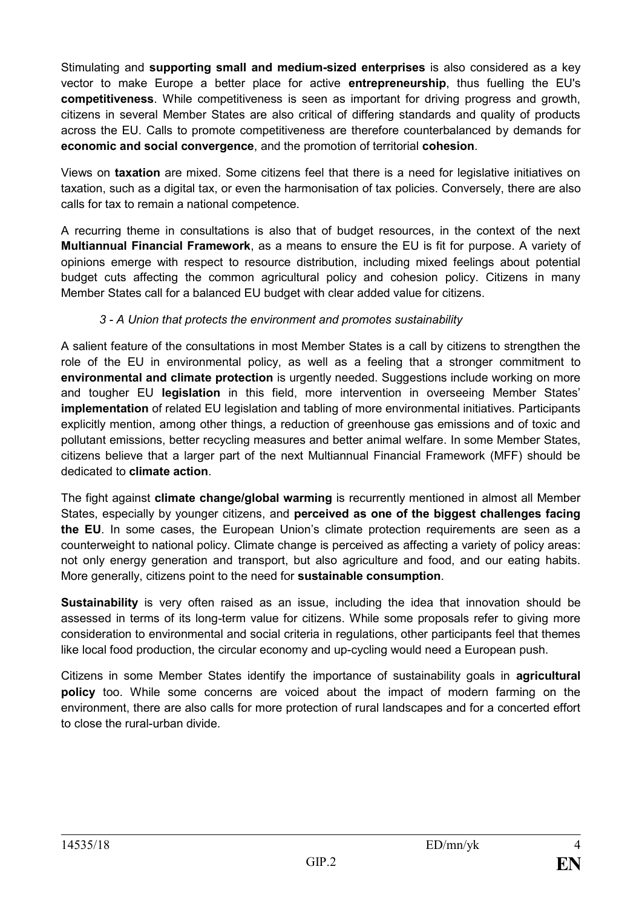Stimulating and **supporting small and medium-sized enterprises** is also considered as a key vector to make Europe a better place for active **entrepreneurship**, thus fuelling the EU's **competitiveness**. While competitiveness is seen as important for driving progress and growth, citizens in several Member States are also critical of differing standards and quality of products across the EU. Calls to promote competitiveness are therefore counterbalanced by demands for **economic and social convergence**, and the promotion of territorial **cohesion**.

Views on **taxation** are mixed. Some citizens feel that there is a need for legislative initiatives on taxation, such as a digital tax, or even the harmonisation of tax policies. Conversely, there are also calls for tax to remain a national competence.

A recurring theme in consultations is also that of budget resources, in the context of the next **Multiannual Financial Framework**, as a means to ensure the EU is fit for purpose. A variety of opinions emerge with respect to resource distribution, including mixed feelings about potential budget cuts affecting the common agricultural policy and cohesion policy. Citizens in many Member States call for a balanced EU budget with clear added value for citizens.

*3 - A Union that protects the environment and promotes sustainability*

A salient feature of the consultations in most Member States is a call by citizens to strengthen the role of the EU in environmental policy, as well as a feeling that a stronger commitment to **environmental and climate protection** is urgently needed. Suggestions include working on more and tougher EU **legislation** in this field, more intervention in overseeing Member States' **implementation** of related EU legislation and tabling of more environmental initiatives. Participants explicitly mention, among other things, a reduction of greenhouse gas emissions and of toxic and pollutant emissions, better recycling measures and better animal welfare. In some Member States, citizens believe that a larger part of the next Multiannual Financial Framework (MFF) should be dedicated to **climate action**.

The fight against **climate change/global warming** is recurrently mentioned in almost all Member States, especially by younger citizens, and **perceived as one of the biggest challenges facing the EU**. In some cases, the European Union's climate protection requirements are seen as a counterweight to national policy. Climate change is perceived as affecting a variety of policy areas: not only energy generation and transport, but also agriculture and food, and our eating habits. More generally, citizens point to the need for **sustainable consumption**.

**Sustainability** is very often raised as an issue, including the idea that innovation should be assessed in terms of its long-term value for citizens. While some proposals refer to giving more consideration to environmental and social criteria in regulations, other participants feel that themes like local food production, the circular economy and up-cycling would need a European push.

Citizens in some Member States identify the importance of sustainability goals in **agricultural policy** too. While some concerns are voiced about the impact of modern farming on the environment, there are also calls for more protection of rural landscapes and for a concerted effort to close the rural-urban divide.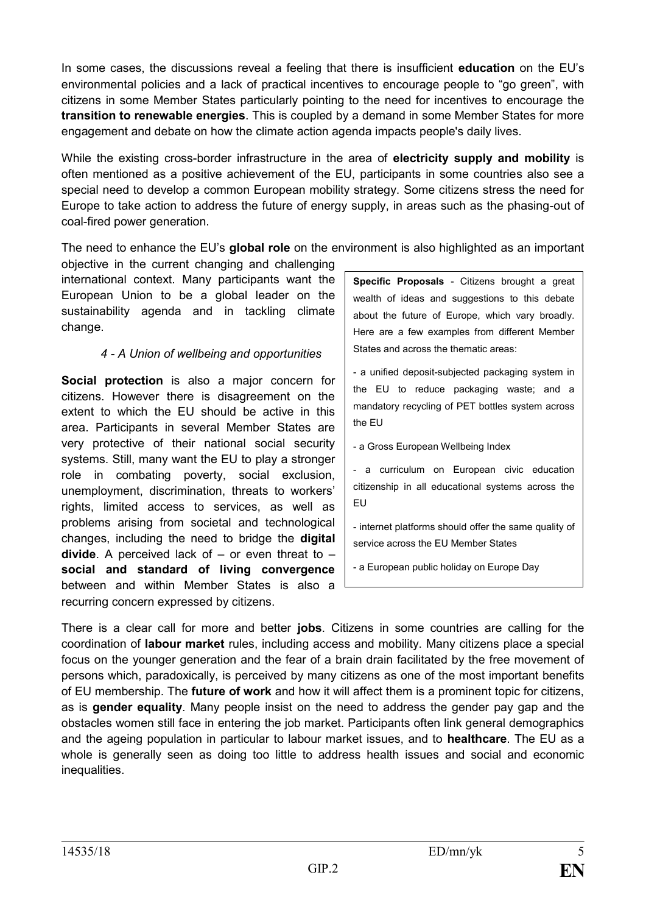In some cases, the discussions reveal a feeling that there is insufficient **education** on the EU's environmental policies and a lack of practical incentives to encourage people to "go green", with citizens in some Member States particularly pointing to the need for incentives to encourage the **transition to renewable energies**. This is coupled by a demand in some Member States for more engagement and debate on how the climate action agenda impacts people's daily lives.

While the existing cross-border infrastructure in the area of **electricity supply and mobility** is often mentioned as a positive achievement of the EU, participants in some countries also see a special need to develop a common European mobility strategy. Some citizens stress the need for Europe to take action to address the future of energy supply, in areas such as the phasing-out of coal-fired power generation.

The need to enhance the EU's **global role** on the environment is also highlighted as an important objective in the current changing and challenging international context. Many participants want the European Union to be a global leader on the sustainability agenda and in tackling climate change.

*4 - A Union of wellbeing and opportunities*

**Social protection** is also a major concern for citizens. However there is disagreement on the extent to which the EU should be active in this area. Participants in several Member States are very protective of their national social security systems. Still, many want the EU to play a stronger role in combating poverty, social exclusion, unemployment, discrimination, threats to workers' rights, limited access to services, as well as problems arising from societal and technological changes, including the need to bridge the **digital divide**. A perceived lack of – or even threat to – **social and standard of living convergence** between and within Member States is also a recurring concern expressed by citizens.

**Specific Proposals** - Citizens brought a great wealth of ideas and suggestions to this debate about the future of Europe, which vary broadly. Here are a few examples from different Member States and across the thematic areas:

- a unified deposit-subjected packaging system in the EU to reduce packaging waste; and a mandatory recycling of PET bottles system across the EU
- a Gross European Wellbeing Index
- a curriculum on European civic education citizenship in all educational systems across the EU
- internet platforms should offer the same quality of service across the EU Member States
- a European public holiday on Europe Day

There is a clear call for more and better **jobs**. Citizens in some countries are calling for the coordination of **labour market** rules, including access and mobility. Many citizens place a special focus on the younger generation and the fear of a brain drain facilitated by the free movement of persons which, paradoxically, is perceived by many citizens as one of the most important benefits of EU membership. The **future of work** and how it will affect them is a prominent topic for citizens, as is **gender equality**. Many people insist on the need to address the gender pay gap and the obstacles women still face in entering the job market. Participants often link general demographics and the ageing population in particular to labour market issues, and to **healthcare**. The EU as a whole is generally seen as doing too little to address health issues and social and economic inequalities.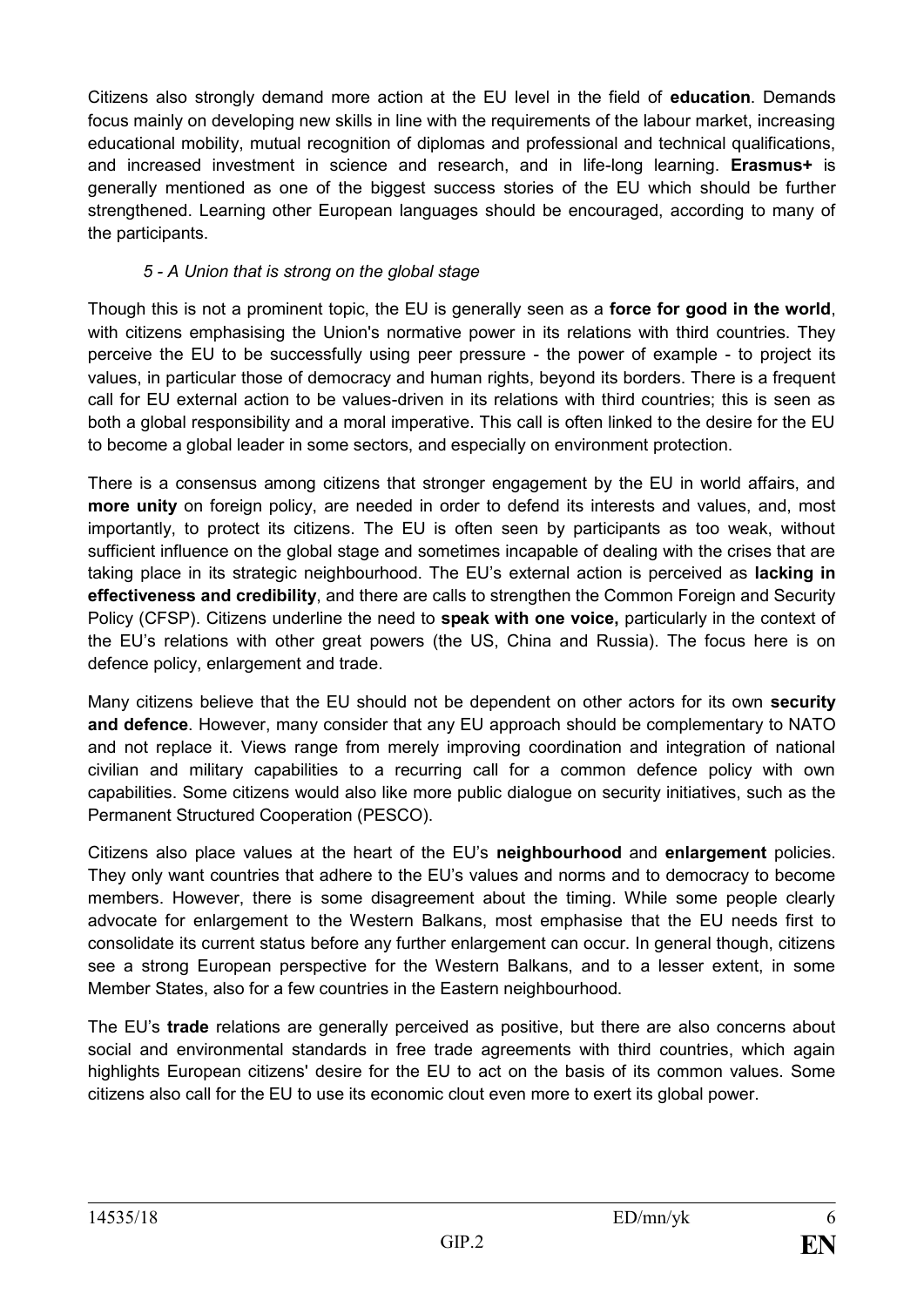Citizens also strongly demand more action at the EU level in the field of **education**. Demands focus mainly on developing new skills in line with the requirements of the labour market, increasing educational mobility, mutual recognition of diplomas and professional and technical qualifications, and increased investment in science and research, and in life-long learning. **Erasmus+** is generally mentioned as one of the biggest success stories of the EU which should be further strengthened. Learning other European languages should be encouraged, according to many of the participants.

*5 - A Union that is strong on the global stage*

Though this is not a prominent topic, the EU is generally seen as a **force for good in the world**, with citizens emphasising the Union's normative power in its relations with third countries. They perceive the EU to be successfully using peer pressure - the power of example - to project its values, in particular those of democracy and human rights, beyond its borders. There is a frequent call for EU external action to be values-driven in its relations with third countries; this is seen as both a global responsibility and a moral imperative. This call is often linked to the desire for the EU to become a global leader in some sectors, and especially on environment protection.

There is a consensus among citizens that stronger engagement by the EU in world affairs, and **more unity** on foreign policy, are needed in order to defend its interests and values, and, most importantly, to protect its citizens. The EU is often seen by participants as too weak, without sufficient influence on the global stage and sometimes incapable of dealing with the crises that are taking place in its strategic neighbourhood. The EU's external action is perceived as **lacking in effectiveness and credibility**, and there are calls to strengthen the Common Foreign and Security Policy (CFSP). Citizens underline the need to **speak with one voice,** particularly in the context of the EU's relations with other great powers (the US, China and Russia). The focus here is on defence policy, enlargement and trade.

Many citizens believe that the EU should not be dependent on other actors for its own **security and defence**. However, many consider that any EU approach should be complementary to NATO and not replace it. Views range from merely improving coordination and integration of national civilian and military capabilities to a recurring call for a common defence policy with own capabilities. Some citizens would also like more public dialogue on security initiatives, such as the Permanent Structured Cooperation (PESCO).

Citizens also place values at the heart of the EU's **neighbourhood** and **enlargement** policies. They only want countries that adhere to the EU's values and norms and to democracy to become members. However, there is some disagreement about the timing. While some people clearly advocate for enlargement to the Western Balkans, most emphasise that the EU needs first to consolidate its current status before any further enlargement can occur. In general though, citizens see a strong European perspective for the Western Balkans, and to a lesser extent, in some Member States, also for a few countries in the Eastern neighbourhood.

The EU's **trade** relations are generally perceived as positive, but there are also concerns about social and environmental standards in free trade agreements with third countries, which again highlights European citizens' desire for the EU to act on the basis of its common values. Some citizens also call for the EU to use its economic clout even more to exert its global power.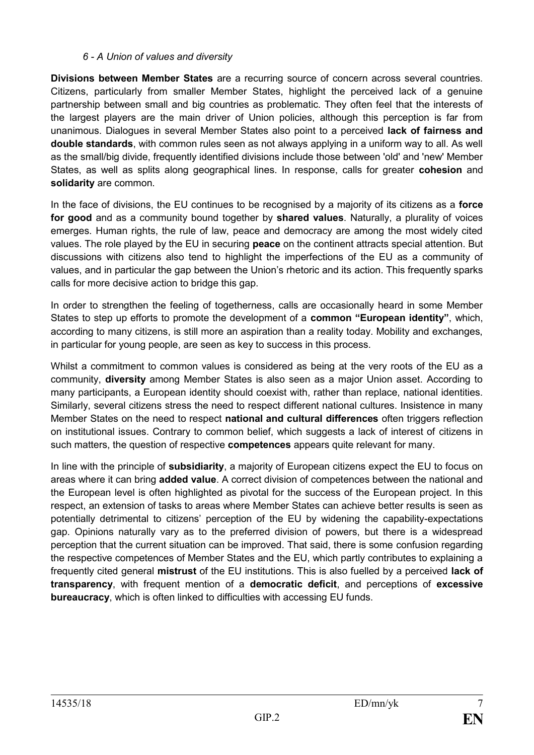*6 - A Union of values and diversity*

**Divisions between Member States** are a recurring source of concern across several countries. Citizens, particularly from smaller Member States, highlight the perceived lack of a genuine partnership between small and big countries as problematic. They often feel that the interests of the largest players are the main driver of Union policies, although this perception is far from unanimous. Dialogues in several Member States also point to a perceived **lack of fairness and double standards**, with common rules seen as not always applying in a uniform way to all. As well as the small/big divide, frequently identified divisions include those between 'old' and 'new' Member States, as well as splits along geographical lines. In response, calls for greater **cohesion** and **solidarity** are common.

In the face of divisions, the EU continues to be recognised by a majority of its citizens as a **force for good** and as a community bound together by **shared values**. Naturally, a plurality of voices emerges. Human rights, the rule of law, peace and democracy are among the most widely cited values. The role played by the EU in securing **peace** on the continent attracts special attention. But discussions with citizens also tend to highlight the imperfections of the EU as a community of values, and in particular the gap between the Union's rhetoric and its action. This frequently sparks calls for more decisive action to bridge this gap.

In order to strengthen the feeling of togetherness, calls are occasionally heard in some Member States to step up efforts to promote the development of a **common "European identity"**, which, according to many citizens, is still more an aspiration than a reality today. Mobility and exchanges, in particular for young people, are seen as key to success in this process.

Whilst a commitment to common values is considered as being at the very roots of the EU as a community, **diversity** among Member States is also seen as a major Union asset. According to many participants, a European identity should coexist with, rather than replace, national identities. Similarly, several citizens stress the need to respect different national cultures. Insistence in many Member States on the need to respect **national and cultural differences** often triggers reflection on institutional issues. Contrary to common belief, which suggests a lack of interest of citizens in such matters, the question of respective **competences** appears quite relevant for many.

In line with the principle of **subsidiarity**, a majority of European citizens expect the EU to focus on areas where it can bring **added value**. A correct division of competences between the national and the European level is often highlighted as pivotal for the success of the European project. In this respect, an extension of tasks to areas where Member States can achieve better results is seen as potentially detrimental to citizens' perception of the EU by widening the capability-expectations gap. Opinions naturally vary as to the preferred division of powers, but there is a widespread perception that the current situation can be improved. That said, there is some confusion regarding the respective competences of Member States and the EU, which partly contributes to explaining a frequently cited general **mistrust** of the EU institutions. This is also fuelled by a perceived **lack of transparency**, with frequent mention of a **democratic deficit**, and perceptions of **excessive bureaucracy**, which is often linked to difficulties with accessing EU funds.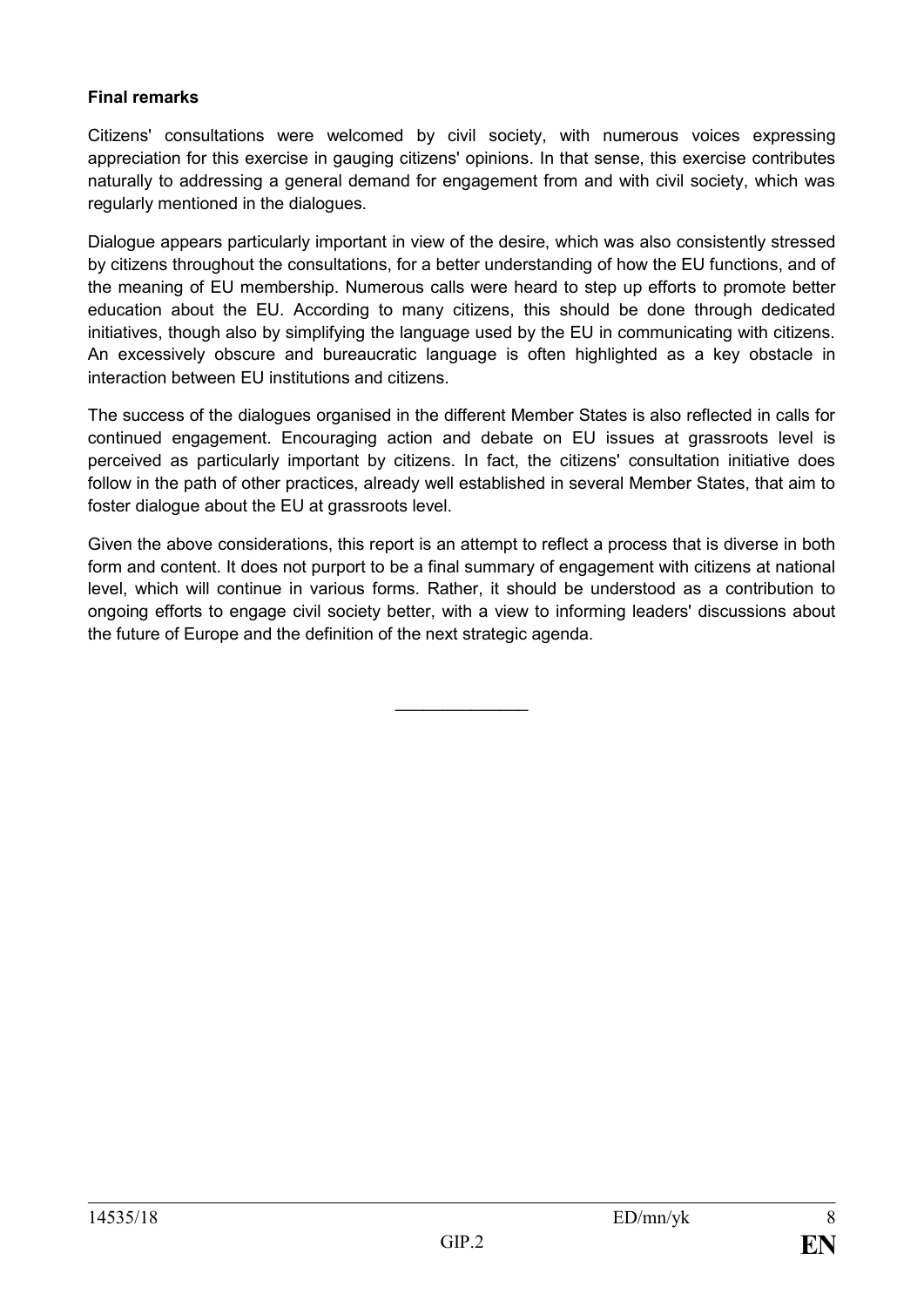**Final remarks**

Citizens' consultations were welcomed by civil society, with numerous voices expressing appreciation for this exercise in gauging citizens' opinions. In that sense, this exercise contributes naturally to addressing a general demand for engagement from and with civil society, which was regularly mentioned in the dialogues.

Dialogue appears particularly important in view of the desire, which was also consistently stressed by citizens throughout the consultations, for a better understanding of how the EU functions, and of the meaning of EU membership. Numerous calls were heard to step up efforts to promote better education about the EU. According to many citizens, this should be done through dedicated initiatives, though also by simplifying the language used by the EU in communicating with citizens. An excessively obscure and bureaucratic language is often highlighted as a key obstacle in interaction between EU institutions and citizens.

The success of the dialogues organised in the different Member States is also reflected in calls for continued engagement. Encouraging action and debate on EU issues at grassroots level is perceived as particularly important by citizens. In fact, the citizens' consultation initiative does follow in the path of other practices, already well established in several Member States, that aim to foster dialogue about the EU at grassroots level.

Given the above considerations, this report is an attempt to reflect a process that is diverse in both form and content. It does not purport to be a final summary of engagement with citizens at national level, which will continue in various forms. Rather, it should be understood as a contribution to ongoing efforts to engage civil society better, with a view to informing leaders' discussions about the future of Europe and the definition of the next strategic agenda.

______________